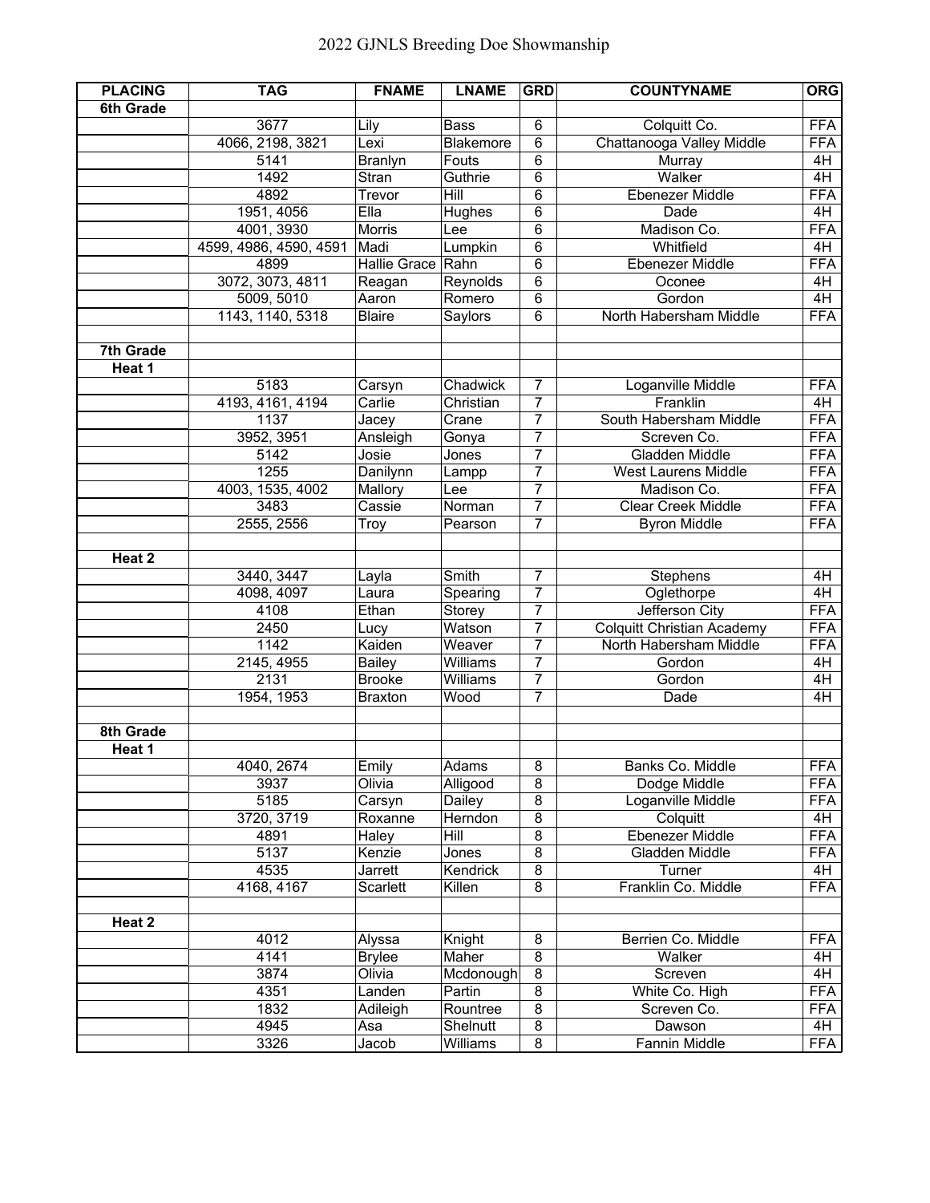# 2022 GJNLS Breeding Doe Showmanship

| PLACING | TAG | FNAME | LNAME | GRD | COUNTYNAME | ORG |
|---|---|---|---|---|---|---|
| **6th Grade** | | | | | | |
| | 3677 | Lily | Bass | 6 | Colquitt Co. | FFA |
| | 4066, 2198, 3821 | Lexi | Blakemore | 6 | Chattanooga Valley Middle | FFA |
| | 5141 | Branlyn | Fouts | 6 | Murray | 4H |
| | 1492 | Stran | Guthrie | 6 | Walker | 4H |
| | 4892 | Trevor | Hill | 6 | Ebenezer Middle | FFA |
| | 1951, 4056 | Ella | Hughes | 6 | Dade | 4H |
| | 4001, 3930 | Morris | Lee | 6 | Madison Co. | FFA |
| | 4599, 4986, 4590, 4591 | Madi | Lumpkin | 6 | Whitfield | 4H |
| | 4899 | Hallie Grace | Rahn | 6 | Ebenezer Middle | FFA |
| | 3072, 3073, 4811 | Reagan | Reynolds | 6 | Oconee | 4H |
| | 5009, 5010 | Aaron | Romero | 6 | Gordon | 4H |
| | 1143, 1140, 5318 | Blaire | Saylors | 6 | North Habersham Middle | FFA |
| | | | | | | |
| **7th Grade** | | | | | | |
| **Heat 1** | | | | | | |
| | 5183 | Carsyn | Chadwick | 7 | Loganville Middle | FFA |
| | 4193, 4161, 4194 | Carlie | Christian | 7 | Franklin | 4H |
| | 1137 | Jacey | Crane | 7 | South Habersham Middle | FFA |
| | 3952, 3951 | Ansleigh | Gonya | 7 | Screven Co. | FFA |
| | 5142 | Josie | Jones | 7 | Gladden Middle | FFA |
| | 1255 | Danilynn | Lampp | 7 | West Laurens Middle | FFA |
| | 4003, 1535, 4002 | Mallory | Lee | 7 | Madison Co. | FFA |
| | 3483 | Cassie | Norman | 7 | Clear Creek Middle | FFA |
| | 2555, 2556 | Troy | Pearson | 7 | Byron Middle | FFA |
| | | | | | | |
| **Heat 2** | | | | | | |
| | 3440, 3447 | Layla | Smith | 7 | Stephens | 4H |
| | 4098, 4097 | Laura | Spearing | 7 | Oglethorpe | 4H |
| | 4108 | Ethan | Storey | 7 | Jefferson City | FFA |
| | 2450 | Lucy | Watson | 7 | Colquitt Christian Academy | FFA |
| | 1142 | Kaiden | Weaver | 7 | North Habersham Middle | FFA |
| | 2145, 4955 | Bailey | Williams | 7 | Gordon | 4H |
| | 2131 | Brooke | Williams | 7 | Gordon | 4H |
| | 1954, 1953 | Braxton | Wood | 7 | Dade | 4H |
| | | | | | | |
| **8th Grade** | | | | | | |
| **Heat 1** | | | | | | |
| | 4040, 2674 | Emily | Adams | 8 | Banks Co. Middle | FFA |
| | 3937 | Olivia | Alligood | 8 | Dodge Middle | FFA |
| | 5185 | Carsyn | Dailey | 8 | Loganville Middle | FFA |
| | 3720, 3719 | Roxanne | Herndon | 8 | Colquitt | 4H |
| | 4891 | Haley | Hill | 8 | Ebenezer Middle | FFA |
| | 5137 | Kenzie | Jones | 8 | Gladden Middle | FFA |
| | 4535 | Jarrett | Kendrick | 8 | Turner | 4H |
| | 4168, 4167 | Scarlett | Killen | 8 | Franklin Co. Middle | FFA |
| | | | | | | |
| **Heat 2** | | | | | | |
| | 4012 | Alyssa | Knight | 8 | Berrien Co. Middle | FFA |
| | 4141 | Brylee | Maher | 8 | Walker | 4H |
| | 3874 | Olivia | Mcdonough | 8 | Screven | 4H |
| | 4351 | Landen | Partin | 8 | White Co. High | FFA |
| | 1832 | Adileigh | Rountree | 8 | Screven Co. | FFA |
| | 4945 | Asa | Shelnutt | 8 | Dawson | 4H |
| | 3326 | Jacob | Williams | 8 | Fannin Middle | FFA |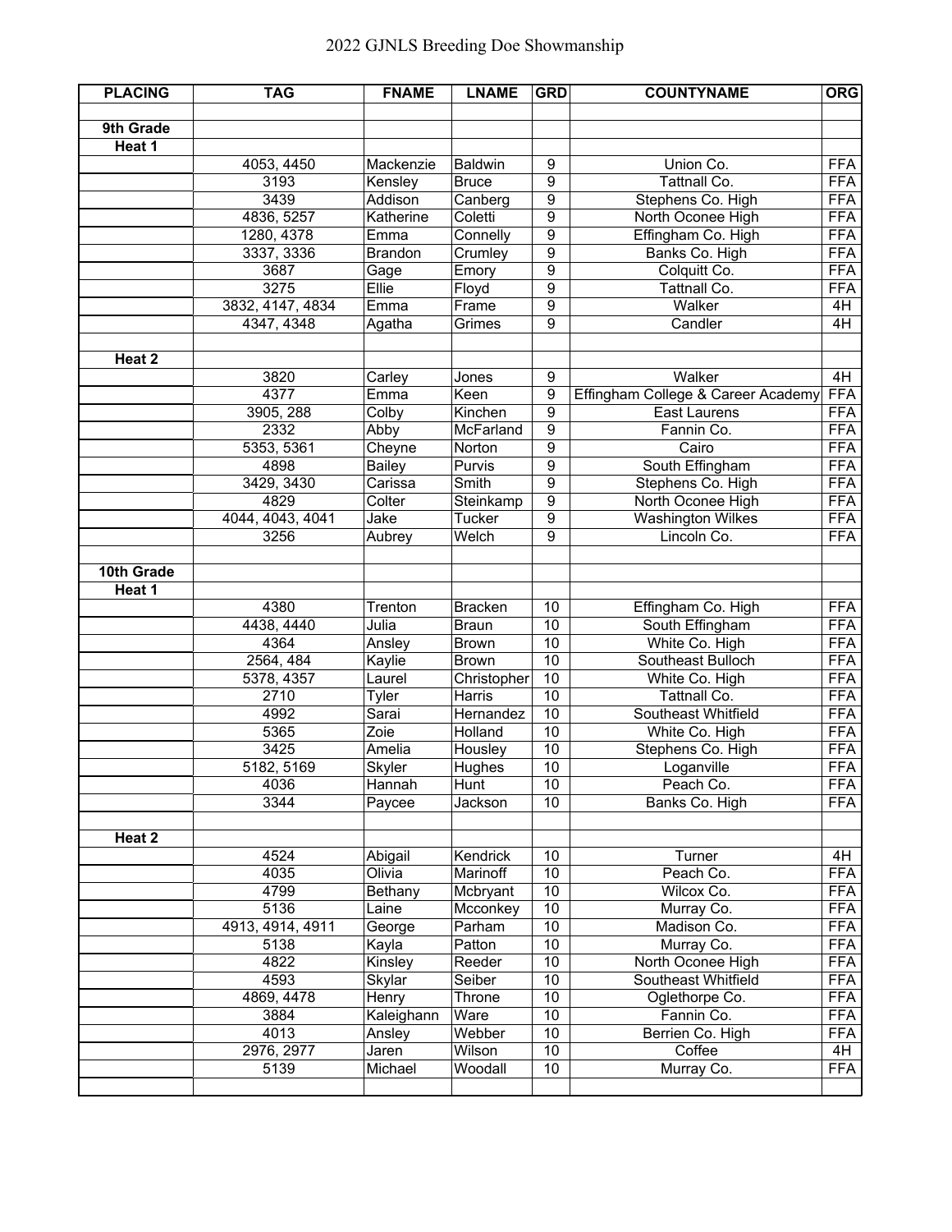# 2022 GJNLS Breeding Doe Showmanship

| PLACING | TAG | FNAME | LNAME | GRD | COUNTYNAME | ORG |
|---|---|---|---|---|---|---|
| | | | | | | |
| **9th Grade** | | | | | | |
| **Heat 1** | | | | | | |
| | 4053, 4450 | Mackenzie | Baldwin | 9 | Union Co. | FFA |
| | 3193 | Kensley | Bruce | 9 | Tattnall Co. | FFA |
| | 3439 | Addison | Canberg | 9 | Stephens Co. High | FFA |
| | 4836, 5257 | Katherine | Coletti | 9 | North Oconee High | FFA |
| | 1280, 4378 | Emma | Connelly | 9 | Effingham Co. High | FFA |
| | 3337, 3336 | Brandon | Crumley | 9 | Banks Co. High | FFA |
| | 3687 | Gage | Emory | 9 | Colquitt Co. | FFA |
| | 3275 | Ellie | Floyd | 9 | Tattnall Co. | FFA |
| | 3832, 4147, 4834 | Emma | Frame | 9 | Walker | 4H |
| | 4347, 4348 | Agatha | Grimes | 9 | Candler | 4H |
| | | | | | | |
| **Heat 2** | | | | | | |
| | 3820 | Carley | Jones | 9 | Walker | 4H |
| | 4377 | Emma | Keen | 9 | Effingham College & Career Academy | FFA |
| | 3905, 288 | Colby | Kinchen | 9 | East Laurens | FFA |
| | 2332 | Abby | McFarland | 9 | Fannin Co. | FFA |
| | 5353, 5361 | Cheyne | Norton | 9 | Cairo | FFA |
| | 4898 | Bailey | Purvis | 9 | South Effingham | FFA |
| | 3429, 3430 | Carissa | Smith | 9 | Stephens Co. High | FFA |
| | 4829 | Colter | Steinkamp | 9 | North Oconee High | FFA |
| | 4044, 4043, 4041 | Jake | Tucker | 9 | Washington Wilkes | FFA |
| | 3256 | Aubrey | Welch | 9 | Lincoln Co. | FFA |
| | | | | | | |
| **10th Grade** | | | | | | |
| **Heat 1** | | | | | | |
| | 4380 | Trenton | Bracken | 10 | Effingham Co. High | FFA |
| | 4438, 4440 | Julia | Braun | 10 | South Effingham | FFA |
| | 4364 | Ansley | Brown | 10 | White Co. High | FFA |
| | 2564, 484 | Kaylie | Brown | 10 | Southeast Bulloch | FFA |
| | 5378, 4357 | Laurel | Christopher | 10 | White Co. High | FFA |
| | 2710 | Tyler | Harris | 10 | Tattnall Co. | FFA |
| | 4992 | Sarai | Hernandez | 10 | Southeast Whitfield | FFA |
| | 5365 | Zoie | Holland | 10 | White Co. High | FFA |
| | 3425 | Amelia | Housley | 10 | Stephens Co. High | FFA |
| | 5182, 5169 | Skyler | Hughes | 10 | Loganville | FFA |
| | 4036 | Hannah | Hunt | 10 | Peach Co. | FFA |
| | 3344 | Paycee | Jackson | 10 | Banks Co. High | FFA |
| | | | | | | |
| **Heat 2** | | | | | | |
| | 4524 | Abigail | Kendrick | 10 | Turner | 4H |
| | 4035 | Olivia | Marinoff | 10 | Peach Co. | FFA |
| | 4799 | Bethany | Mcbryant | 10 | Wilcox Co. | FFA |
| | 5136 | Laine | Mcconkey | 10 | Murray Co. | FFA |
| | 4913, 4914, 4911 | George | Parham | 10 | Madison Co. | FFA |
| | 5138 | Kayla | Patton | 10 | Murray Co. | FFA |
| | 4822 | Kinsley | Reeder | 10 | North Oconee High | FFA |
| | 4593 | Skylar | Seiber | 10 | Southeast Whitfield | FFA |
| | 4869, 4478 | Henry | Throne | 10 | Oglethorpe Co. | FFA |
| | 3884 | Kaleighann | Ware | 10 | Fannin Co. | FFA |
| | 4013 | Ansley | Webber | 10 | Berrien Co. High | FFA |
| | 2976, 2977 | Jaren | Wilson | 10 | Coffee | 4H |
| | 5139 | Michael | Woodall | 10 | Murray Co. | FFA |
| | | | | | | |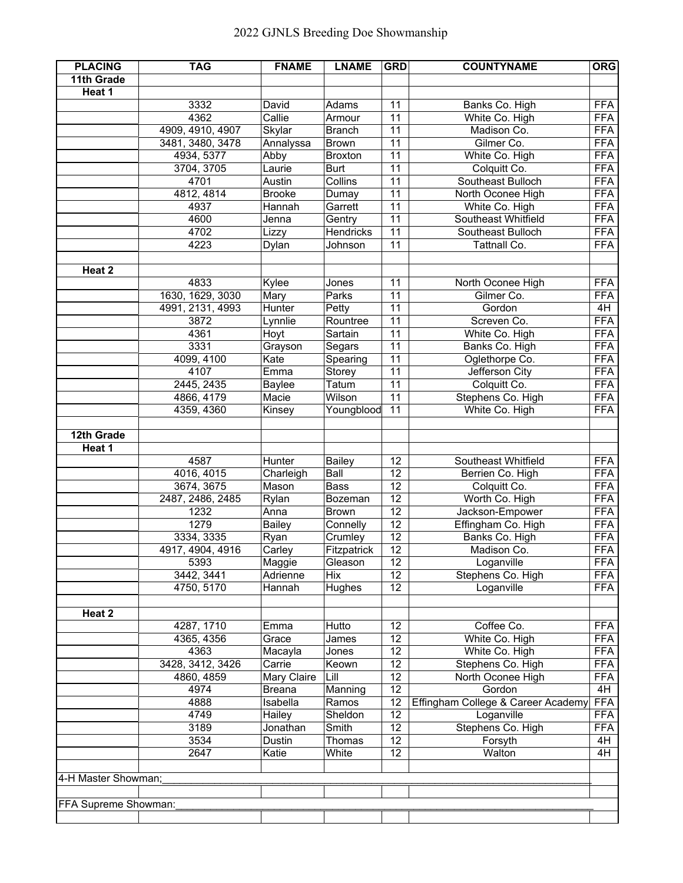# 2022 GJNLS Breeding Doe Showmanship

| PLACING | TAG | FNAME | LNAME | GRD | COUNTYNAME | ORG |
|---|---|---|---|---|---|---|
| **11th Grade** | | | | | | |
| **Heat 1** | | | | | | |
| | 3332 | David | Adams | 11 | Banks Co. High | FFA |
| | 4362 | Callie | Armour | 11 | White Co. High | FFA |
| | 4909, 4910, 4907 | Skylar | Branch | 11 | Madison Co. | FFA |
| | 3481, 3480, 3478 | Annalyssa | Brown | 11 | Gilmer Co. | FFA |
| | 4934, 5377 | Abby | Broxton | 11 | White Co. High | FFA |
| | 3704, 3705 | Laurie | Burt | 11 | Colquitt Co. | FFA |
| | 4701 | Austin | Collins | 11 | Southeast Bulloch | FFA |
| | 4812, 4814 | Brooke | Dumay | 11 | North Oconee High | FFA |
| | 4937 | Hannah | Garrett | 11 | White Co. High | FFA |
| | 4600 | Jenna | Gentry | 11 | Southeast Whitfield | FFA |
| | 4702 | Lizzy | Hendricks | 11 | Southeast Bulloch | FFA |
| | 4223 | Dylan | Johnson | 11 | Tattnall Co. | FFA |
| | | | | | | |
| **Heat 2** | | | | | | |
| | 4833 | Kylee | Jones | 11 | North Oconee High | FFA |
| | 1630, 1629, 3030 | Mary | Parks | 11 | Gilmer Co. | FFA |
| | 4991, 2131, 4993 | Hunter | Petty | 11 | Gordon | 4H |
| | 3872 | Lynnlie | Rountree | 11 | Screven Co. | FFA |
| | 4361 | Hoyt | Sartain | 11 | White Co. High | FFA |
| | 3331 | Grayson | Segars | 11 | Banks Co. High | FFA |
| | 4099, 4100 | Kate | Spearing | 11 | Oglethorpe Co. | FFA |
| | 4107 | Emma | Storey | 11 | Jefferson City | FFA |
| | 2445, 2435 | Baylee | Tatum | 11 | Colquitt Co. | FFA |
| | 4866, 4179 | Macie | Wilson | 11 | Stephens Co. High | FFA |
| | 4359, 4360 | Kinsey | Youngblood | 11 | White Co. High | FFA |
| | | | | | | |
| **12th Grade** | | | | | | |
| **Heat 1** | | | | | | |
| | 4587 | Hunter | Bailey | 12 | Southeast Whitfield | FFA |
| | 4016, 4015 | Charleigh | Ball | 12 | Berrien Co. High | FFA |
| | 3674, 3675 | Mason | Bass | 12 | Colquitt Co. | FFA |
| | 2487, 2486, 2485 | Rylan | Bozeman | 12 | Worth Co. High | FFA |
| | 1232 | Anna | Brown | 12 | Jackson-Empower | FFA |
| | 1279 | Bailey | Connelly | 12 | Effingham Co. High | FFA |
| | 3334, 3335 | Ryan | Crumley | 12 | Banks Co. High | FFA |
| | 4917, 4904, 4916 | Carley | Fitzpatrick | 12 | Madison Co. | FFA |
| | 5393 | Maggie | Gleason | 12 | Loganville | FFA |
| | 3442, 3441 | Adrienne | Hix | 12 | Stephens Co. High | FFA |
| | 4750, 5170 | Hannah | Hughes | 12 | Loganville | FFA |
| | | | | | | |
| **Heat 2** | | | | | | |
| | 4287, 1710 | Emma | Hutto | 12 | Coffee Co. | FFA |
| | 4365, 4356 | Grace | James | 12 | White Co. High | FFA |
| | 4363 | Macayla | Jones | 12 | White Co. High | FFA |
| | 3428, 3412, 3426 | Carrie | Keown | 12 | Stephens Co. High | FFA |
| | 4860, 4859 | Mary Claire | Lill | 12 | North Oconee High | FFA |
| | 4974 | Breana | Manning | 12 | Gordon | 4H |
| | 4888 | Isabella | Ramos | 12 | Effingham College & Career Academy | FFA |
| | 4749 | Hailey | Sheldon | 12 | Loganville | FFA |
| | 3189 | Jonathan | Smith | 12 | Stephens Co. High | FFA |
| | 3534 | Dustin | Thomas | 12 | Forsyth | 4H |
| | 2647 | Katie | White | 12 | Walton | 4H |

4-H Master Showman;\_\_\_\_\_\_\_\_\_\_\_\_\_\_\_\_\_\_\_\_\_\_\_\_\_\_\_\_\_\_\_\_\_\_\_\_\_\_\_\_

FFA Supreme Showman:\_\_\_\_\_\_\_\_\_\_\_\_\_\_\_\_\_\_\_\_\_\_\_\_\_\_\_\_\_\_\_\_\_\_\_\_\_\_\_\_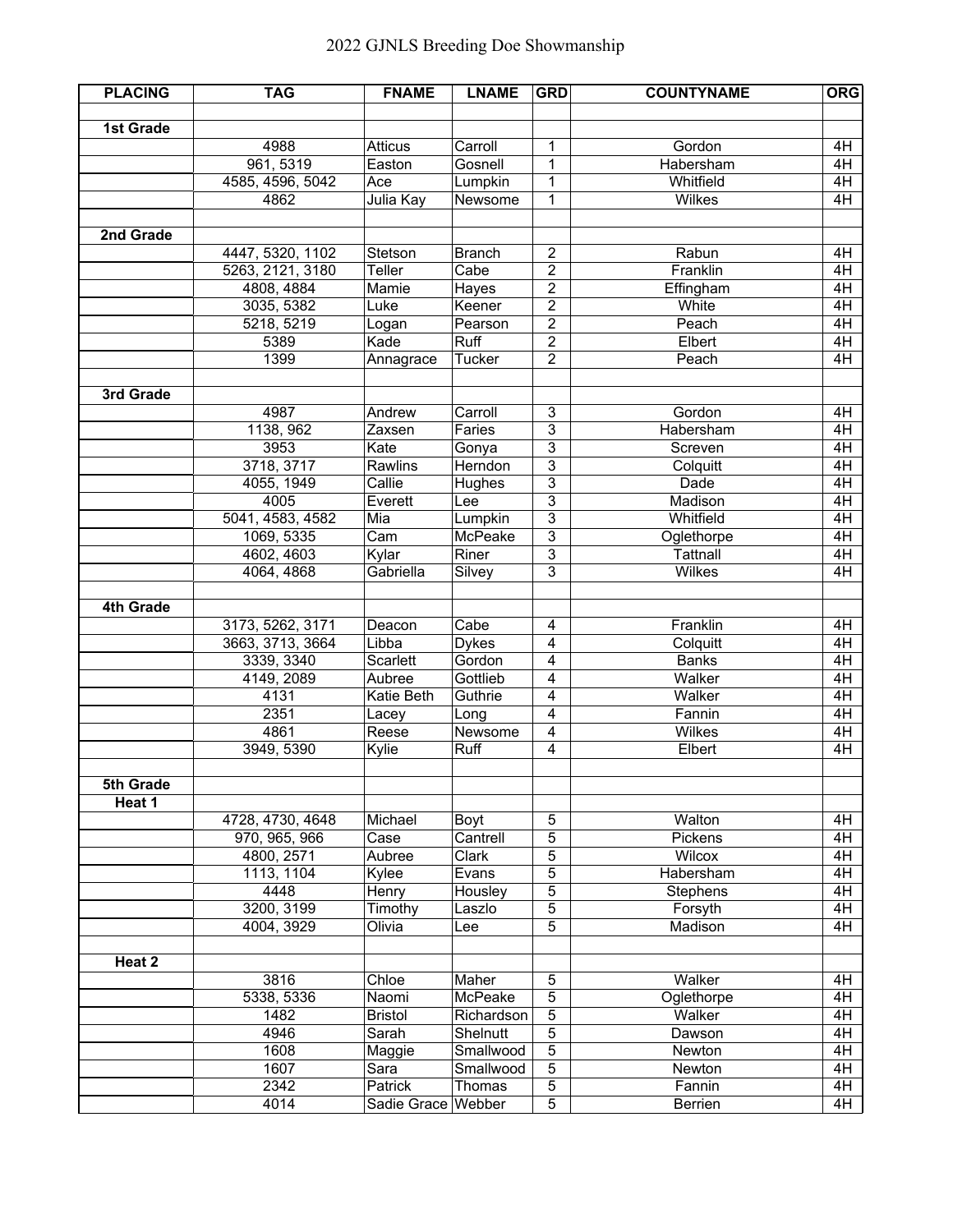# 2022 GJNLS Breeding Doe Showmanship

| PLACING | TAG | FNAME | LNAME | GRD | COUNTYNAME | ORG |
|---|---|---|---|---|---|---|
| | | | | | | |
| **1st Grade** | | | | | | |
| | 4988 | Atticus | Carroll | 1 | Gordon | 4H |
| | 961, 5319 | Easton | Gosnell | 1 | Habersham | 4H |
| | 4585, 4596, 5042 | Ace | Lumpkin | 1 | Whitfield | 4H |
| | 4862 | Julia Kay | Newsome | 1 | Wilkes | 4H |
| | | | | | | |
| **2nd Grade** | | | | | | |
| | 4447, 5320, 1102 | Stetson | Branch | 2 | Rabun | 4H |
| | 5263, 2121, 3180 | Teller | Cabe | 2 | Franklin | 4H |
| | 4808, 4884 | Mamie | Hayes | 2 | Effingham | 4H |
| | 3035, 5382 | Luke | Keener | 2 | White | 4H |
| | 5218, 5219 | Logan | Pearson | 2 | Peach | 4H |
| | 5389 | Kade | Ruff | 2 | Elbert | 4H |
| | 1399 | Annagrace | Tucker | 2 | Peach | 4H |
| | | | | | | |
| **3rd Grade** | | | | | | |
| | 4987 | Andrew | Carroll | 3 | Gordon | 4H |
| | 1138, 962 | Zaxsen | Faries | 3 | Habersham | 4H |
| | 3953 | Kate | Gonya | 3 | Screven | 4H |
| | 3718, 3717 | Rawlins | Herndon | 3 | Colquitt | 4H |
| | 4055, 1949 | Callie | Hughes | 3 | Dade | 4H |
| | 4005 | Everett | Lee | 3 | Madison | 4H |
| | 5041, 4583, 4582 | Mia | Lumpkin | 3 | Whitfield | 4H |
| | 1069, 5335 | Cam | McPeake | 3 | Oglethorpe | 4H |
| | 4602, 4603 | Kylar | Riner | 3 | Tattnall | 4H |
| | 4064, 4868 | Gabriella | Silvey | 3 | Wilkes | 4H |
| | | | | | | |
| **4th Grade** | | | | | | |
| | 3173, 5262, 3171 | Deacon | Cabe | 4 | Franklin | 4H |
| | 3663, 3713, 3664 | Libba | Dykes | 4 | Colquitt | 4H |
| | 3339, 3340 | Scarlett | Gordon | 4 | Banks | 4H |
| | 4149, 2089 | Aubree | Gottlieb | 4 | Walker | 4H |
| | 4131 | Katie Beth | Guthrie | 4 | Walker | 4H |
| | 2351 | Lacey | Long | 4 | Fannin | 4H |
| | 4861 | Reese | Newsome | 4 | Wilkes | 4H |
| | 3949, 5390 | Kylie | Ruff | 4 | Elbert | 4H |
| | | | | | | |
| **5th Grade** | | | | | | |
| **Heat 1** | | | | | | |
| | 4728, 4730, 4648 | Michael | Boyt | 5 | Walton | 4H |
| | 970, 965, 966 | Case | Cantrell | 5 | Pickens | 4H |
| | 4800, 2571 | Aubree | Clark | 5 | Wilcox | 4H |
| | 1113, 1104 | Kylee | Evans | 5 | Habersham | 4H |
| | 4448 | Henry | Housley | 5 | Stephens | 4H |
| | 3200, 3199 | Timothy | Laszlo | 5 | Forsyth | 4H |
| | 4004, 3929 | Olivia | Lee | 5 | Madison | 4H |
| | | | | | | |
| **Heat 2** | | | | | | |
| | 3816 | Chloe | Maher | 5 | Walker | 4H |
| | 5338, 5336 | Naomi | McPeake | 5 | Oglethorpe | 4H |
| | 1482 | Bristol | Richardson | 5 | Walker | 4H |
| | 4946 | Sarah | Shelnutt | 5 | Dawson | 4H |
| | 1608 | Maggie | Smallwood | 5 | Newton | 4H |
| | 1607 | Sara | Smallwood | 5 | Newton | 4H |
| | 2342 | Patrick | Thomas | 5 | Fannin | 4H |
| | 4014 | Sadie Grace | Webber | 5 | Berrien | 4H |